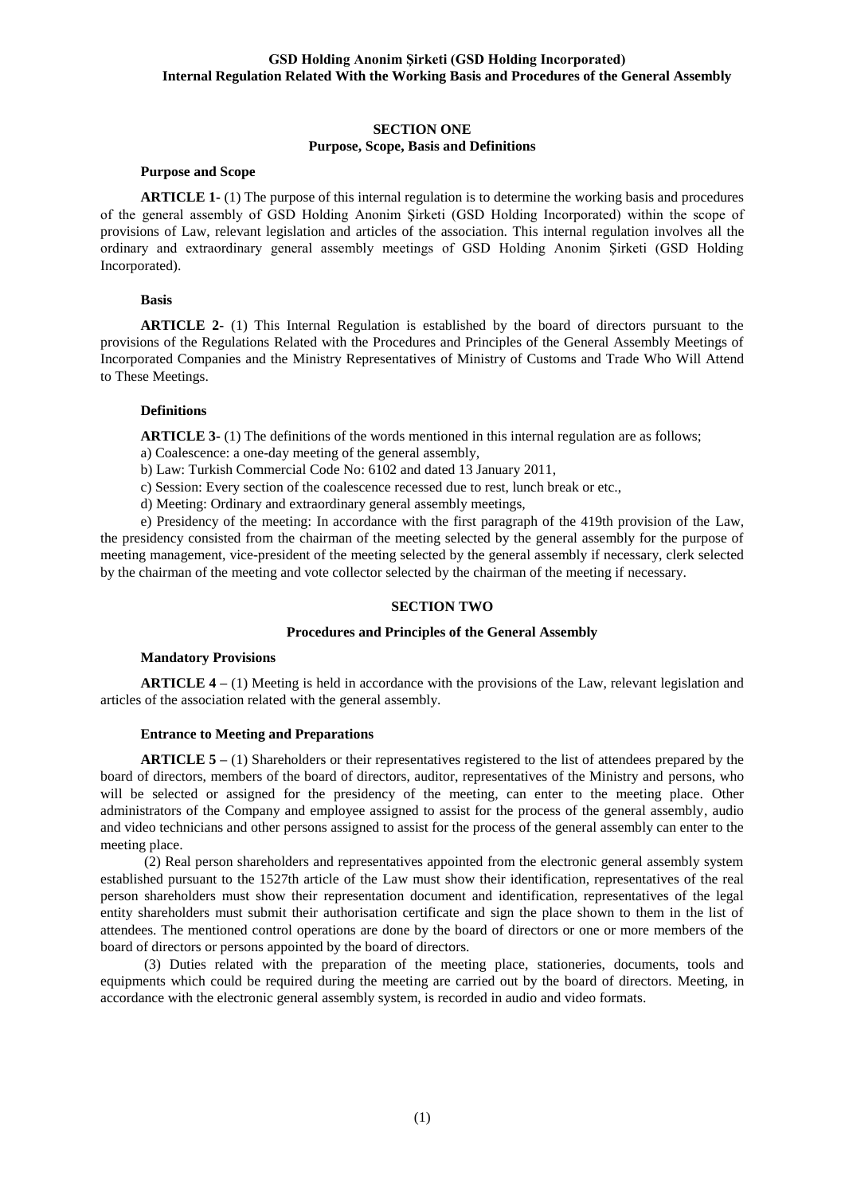**GSD Holding Anonim Şirketi (GSD Holding Incorporated)**
**Internal Regulation Related With the Working Basis and Procedures of the General Assembly**

## SECTION ONE
## Purpose, Scope, Basis and Definitions

### Purpose and Scope

**ARTICLE 1-** (1) The purpose of this internal regulation is to determine the working basis and procedures of the general assembly of GSD Holding Anonim Şirketi (GSD Holding Incorporated) within the scope of provisions of Law, relevant legislation and articles of the association. This internal regulation involves all the ordinary and extraordinary general assembly meetings of GSD Holding Anonim Şirketi (GSD Holding Incorporated).

### Basis

**ARTICLE 2-** (1) This Internal Regulation is established by the board of directors pursuant to the provisions of the Regulations Related with the Procedures and Principles of the General Assembly Meetings of Incorporated Companies and the Ministry Representatives of Ministry of Customs and Trade Who Will Attend to These Meetings.

### Definitions

**ARTICLE 3-** (1) The definitions of the words mentioned in this internal regulation are as follows;

a) Coalescence: a one-day meeting of the general assembly,

b) Law: Turkish Commercial Code No: 6102 and dated 13 January 2011,

c) Session: Every section of the coalescence recessed due to rest, lunch break or etc.,

d) Meeting: Ordinary and extraordinary general assembly meetings,

e) Presidency of the meeting: In accordance with the first paragraph of the 419th provision of the Law, the presidency consisted from the chairman of the meeting selected by the general assembly for the purpose of meeting management, vice-president of the meeting selected by the general assembly if necessary, clerk selected by the chairman of the meeting and vote collector selected by the chairman of the meeting if necessary.

## SECTION TWO

## Procedures and Principles of the General Assembly

### Mandatory Provisions

**ARTICLE 4 –** (1) Meeting is held in accordance with the provisions of the Law, relevant legislation and articles of the association related with the general assembly.

### Entrance to Meeting and Preparations

**ARTICLE 5 –** (1) Shareholders or their representatives registered to the list of attendees prepared by the board of directors, members of the board of directors, auditor, representatives of the Ministry and persons, who will be selected or assigned for the presidency of the meeting, can enter to the meeting place. Other administrators of the Company and employee assigned to assist for the process of the general assembly, audio and video technicians and other persons assigned to assist for the process of the general assembly can enter to the meeting place.

(2) Real person shareholders and representatives appointed from the electronic general assembly system established pursuant to the 1527th article of the Law must show their identification, representatives of the real person shareholders must show their representation document and identification, representatives of the legal entity shareholders must submit their authorisation certificate and sign the place shown to them in the list of attendees. The mentioned control operations are done by the board of directors or one or more members of the board of directors or persons appointed by the board of directors.

(3) Duties related with the preparation of the meeting place, stationeries, documents, tools and equipments which could be required during the meeting are carried out by the board of directors. Meeting, in accordance with the electronic general assembly system, is recorded in audio and video formats.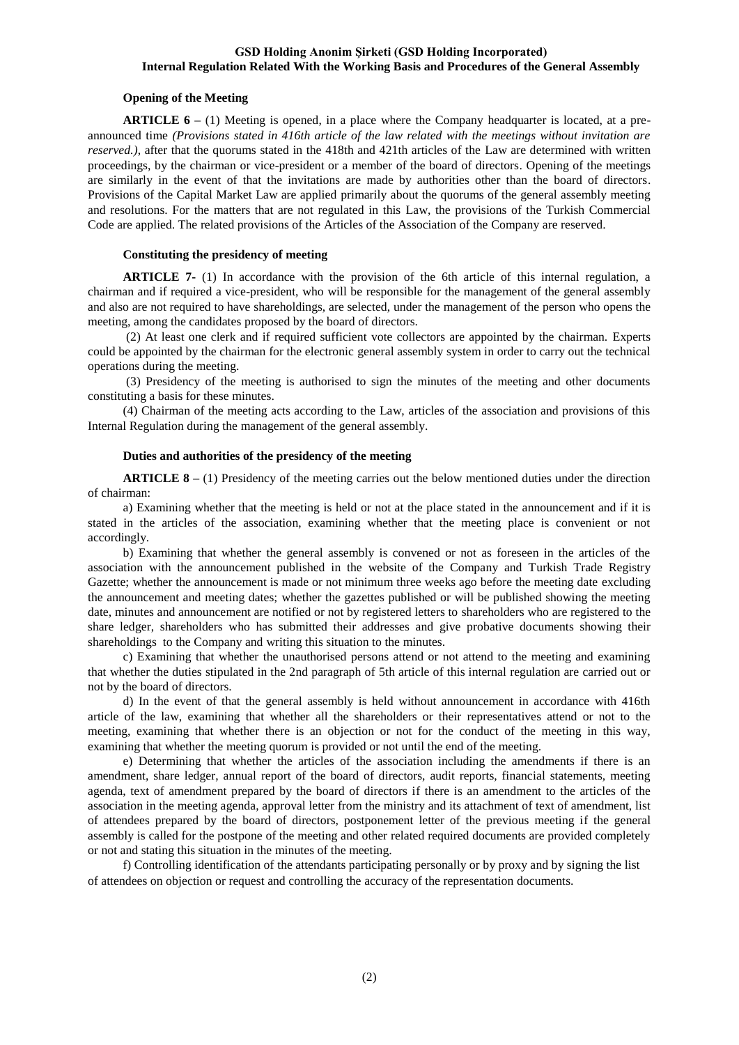**Opening of the Meeting**

**ARTICLE 6 –** (1) Meeting is opened, in a place where the Company headquarter is located, at a pre-announced time *(Provisions stated in 416th article of the law related with the meetings without invitation are reserved.)*, after that the quorums stated in the 418th and 421th articles of the Law are determined with written proceedings, by the chairman or vice-president or a member of the board of directors. Opening of the meetings are similarly in the event of that the invitations are made by authorities other than the board of directors. Provisions of the Capital Market Law are applied primarily about the quorums of the general assembly meeting and resolutions. For the matters that are not regulated in this Law, the provisions of the Turkish Commercial Code are applied. The related provisions of the Articles of the Association of the Company are reserved.

**Constituting the presidency of meeting**

**ARTICLE 7-** (1) In accordance with the provision of the 6th article of this internal regulation, a chairman and if required a vice-president, who will be responsible for the management of the general assembly and also are not required to have shareholdings, are selected, under the management of the person who opens the meeting, among the candidates proposed by the board of directors.

(2) At least one clerk and if required sufficient vote collectors are appointed by the chairman. Experts could be appointed by the chairman for the electronic general assembly system in order to carry out the technical operations during the meeting.

(3) Presidency of the meeting is authorised to sign the minutes of the meeting and other documents constituting a basis for these minutes.

(4) Chairman of the meeting acts according to the Law, articles of the association and provisions of this Internal Regulation during the management of the general assembly.

**Duties and authorities of the presidency of the meeting**

**ARTICLE 8 –** (1) Presidency of the meeting carries out the below mentioned duties under the direction of chairman:

a) Examining whether that the meeting is held or not at the place stated in the announcement and if it is stated in the articles of the association, examining whether that the meeting place is convenient or not accordingly.

b) Examining that whether the general assembly is convened or not as foreseen in the articles of the association with the announcement published in the website of the Company and Turkish Trade Registry Gazette; whether the announcement is made or not minimum three weeks ago before the meeting date excluding the announcement and meeting dates; whether the gazettes published or will be published showing the meeting date, minutes and announcement are notified or not by registered letters to shareholders who are registered to the share ledger, shareholders who has submitted their addresses and give probative documents showing their shareholdings to the Company and writing this situation to the minutes.

c) Examining that whether the unauthorised persons attend or not attend to the meeting and examining that whether the duties stipulated in the 2nd paragraph of 5th article of this internal regulation are carried out or not by the board of directors.

d) In the event of that the general assembly is held without announcement in accordance with 416th article of the law, examining that whether all the shareholders or their representatives attend or not to the meeting, examining that whether there is an objection or not for the conduct of the meeting in this way, examining that whether the meeting quorum is provided or not until the end of the meeting.

e) Determining that whether the articles of the association including the amendments if there is an amendment, share ledger, annual report of the board of directors, audit reports, financial statements, meeting agenda, text of amendment prepared by the board of directors if there is an amendment to the articles of the association in the meeting agenda, approval letter from the ministry and its attachment of text of amendment, list of attendees prepared by the board of directors, postponement letter of the previous meeting if the general assembly is called for the postpone of the meeting and other related required documents are provided completely or not and stating this situation in the minutes of the meeting.

f) Controlling identification of the attendants participating personally or by proxy and by signing the list of attendees on objection or request and controlling the accuracy of the representation documents.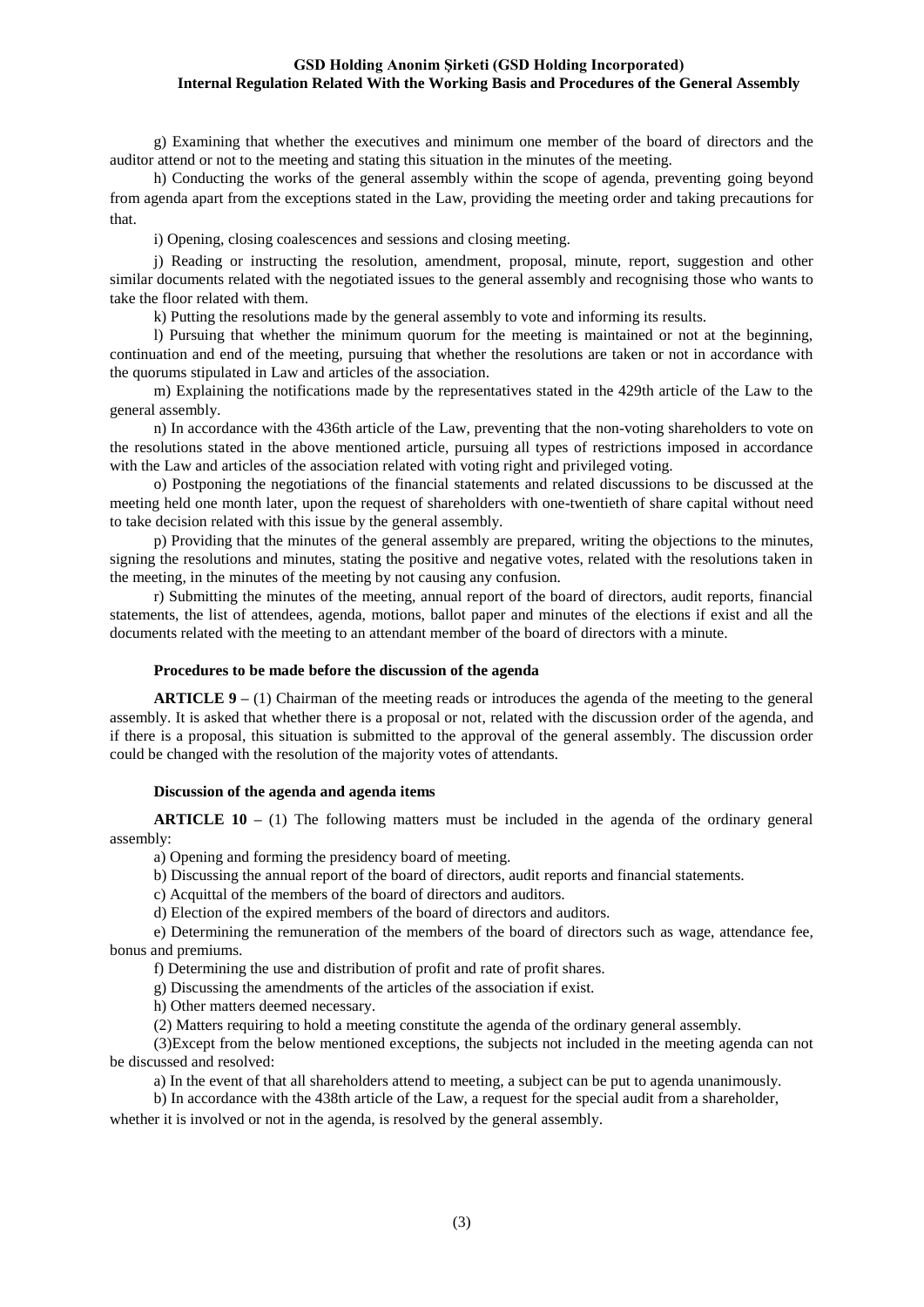g) Examining that whether the executives and minimum one member of the board of directors and the auditor attend or not to the meeting and stating this situation in the minutes of the meeting.

h) Conducting the works of the general assembly within the scope of agenda, preventing going beyond from agenda apart from the exceptions stated in the Law, providing the meeting order and taking precautions for that.

i) Opening, closing coalescences and sessions and closing meeting.

j) Reading or instructing the resolution, amendment, proposal, minute, report, suggestion and other similar documents related with the negotiated issues to the general assembly and recognising those who wants to take the floor related with them.

k) Putting the resolutions made by the general assembly to vote and informing its results.

l) Pursuing that whether the minimum quorum for the meeting is maintained or not at the beginning, continuation and end of the meeting, pursuing that whether the resolutions are taken or not in accordance with the quorums stipulated in Law and articles of the association.

m) Explaining the notifications made by the representatives stated in the 429th article of the Law to the general assembly.

n) In accordance with the 436th article of the Law, preventing that the non-voting shareholders to vote on the resolutions stated in the above mentioned article, pursuing all types of restrictions imposed in accordance with the Law and articles of the association related with voting right and privileged voting.

o) Postponing the negotiations of the financial statements and related discussions to be discussed at the meeting held one month later, upon the request of shareholders with one-twentieth of share capital without need to take decision related with this issue by the general assembly.

p) Providing that the minutes of the general assembly are prepared, writing the objections to the minutes, signing the resolutions and minutes, stating the positive and negative votes, related with the resolutions taken in the meeting, in the minutes of the meeting by not causing any confusion.

r) Submitting the minutes of the meeting, annual report of the board of directors, audit reports, financial statements, the list of attendees, agenda, motions, ballot paper and minutes of the elections if exist and all the documents related with the meeting to an attendant member of the board of directors with a minute.

**Procedures to be made before the discussion of the agenda**

**ARTICLE 9 –** (1) Chairman of the meeting reads or introduces the agenda of the meeting to the general assembly. It is asked that whether there is a proposal or not, related with the discussion order of the agenda, and if there is a proposal, this situation is submitted to the approval of the general assembly. The discussion order could be changed with the resolution of the majority votes of attendants.

**Discussion of the agenda and agenda items**

**ARTICLE 10 –** (1) The following matters must be included in the agenda of the ordinary general assembly:

a) Opening and forming the presidency board of meeting.

b) Discussing the annual report of the board of directors, audit reports and financial statements.

c) Acquittal of the members of the board of directors and auditors.

d) Election of the expired members of the board of directors and auditors.

e) Determining the remuneration of the members of the board of directors such as wage, attendance fee, bonus and premiums.

f) Determining the use and distribution of profit and rate of profit shares.

g) Discussing the amendments of the articles of the association if exist.

h) Other matters deemed necessary.

(2) Matters requiring to hold a meeting constitute the agenda of the ordinary general assembly.

(3)Except from the below mentioned exceptions, the subjects not included in the meeting agenda can not be discussed and resolved:

a) In the event of that all shareholders attend to meeting, a subject can be put to agenda unanimously.

b) In accordance with the 438th article of the Law, a request for the special audit from a shareholder, whether it is involved or not in the agenda, is resolved by the general assembly.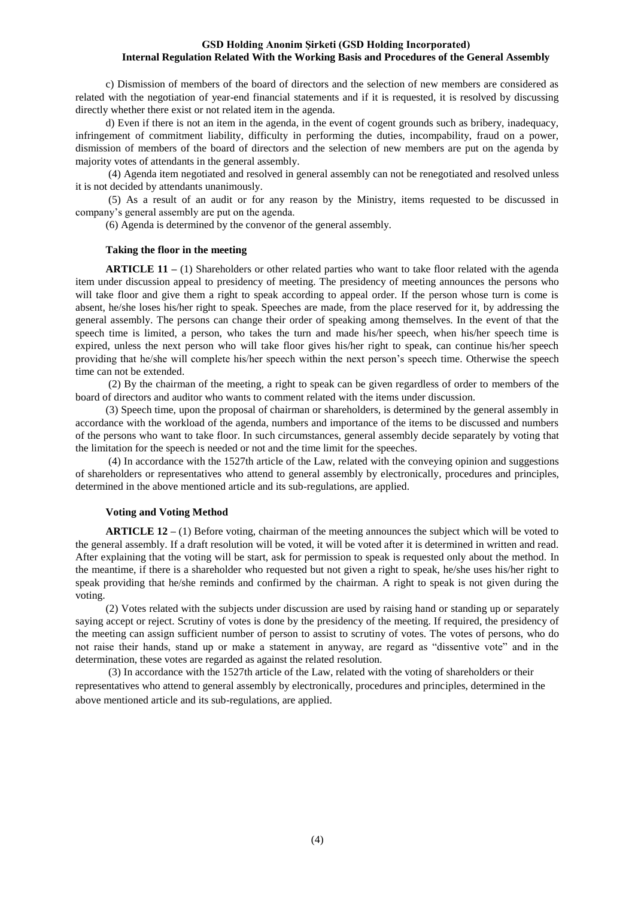c) Dismission of members of the board of directors and the selection of new members are considered as related with the negotiation of year-end financial statements and if it is requested, it is resolved by discussing directly whether there exist or not related item in the agenda.

d) Even if there is not an item in the agenda, in the event of cogent grounds such as bribery, inadequacy, infringement of commitment liability, difficulty in performing the duties, incompability, fraud on a power, dismission of members of the board of directors and the selection of new members are put on the agenda by majority votes of attendants in the general assembly.

(4) Agenda item negotiated and resolved in general assembly can not be renegotiated and resolved unless it is not decided by attendants unanimously.

(5) As a result of an audit or for any reason by the Ministry, items requested to be discussed in company's general assembly are put on the agenda.

(6) Agenda is determined by the convenor of the general assembly.

**Taking the floor in the meeting**

**ARTICLE 11 –** (1) Shareholders or other related parties who want to take floor related with the agenda item under discussion appeal to presidency of meeting. The presidency of meeting announces the persons who will take floor and give them a right to speak according to appeal order. If the person whose turn is come is absent, he/she loses his/her right to speak. Speeches are made, from the place reserved for it, by addressing the general assembly. The persons can change their order of speaking among themselves. In the event of that the speech time is limited, a person, who takes the turn and made his/her speech, when his/her speech time is expired, unless the next person who will take floor gives his/her right to speak, can continue his/her speech providing that he/she will complete his/her speech within the next person's speech time. Otherwise the speech time can not be extended.

(2) By the chairman of the meeting, a right to speak can be given regardless of order to members of the board of directors and auditor who wants to comment related with the items under discussion.

(3) Speech time, upon the proposal of chairman or shareholders, is determined by the general assembly in accordance with the workload of the agenda, numbers and importance of the items to be discussed and numbers of the persons who want to take floor. In such circumstances, general assembly decide separately by voting that the limitation for the speech is needed or not and the time limit for the speeches.

(4) In accordance with the 1527th article of the Law, related with the conveying opinion and suggestions of shareholders or representatives who attend to general assembly by electronically, procedures and principles, determined in the above mentioned article and its sub-regulations, are applied.

**Voting and Voting Method**

**ARTICLE 12 –** (1) Before voting, chairman of the meeting announces the subject which will be voted to the general assembly. If a draft resolution will be voted, it will be voted after it is determined in written and read. After explaining that the voting will be start, ask for permission to speak is requested only about the method. In the meantime, if there is a shareholder who requested but not given a right to speak, he/she uses his/her right to speak providing that he/she reminds and confirmed by the chairman. A right to speak is not given during the voting.

(2) Votes related with the subjects under discussion are used by raising hand or standing up or separately saying accept or reject. Scrutiny of votes is done by the presidency of the meeting. If required, the presidency of the meeting can assign sufficient number of person to assist to scrutiny of votes. The votes of persons, who do not raise their hands, stand up or make a statement in anyway, are regard as "dissentive vote" and in the determination, these votes are regarded as against the related resolution.

(3) In accordance with the 1527th article of the Law, related with the voting of shareholders or their representatives who attend to general assembly by electronically, procedures and principles, determined in the above mentioned article and its sub-regulations, are applied.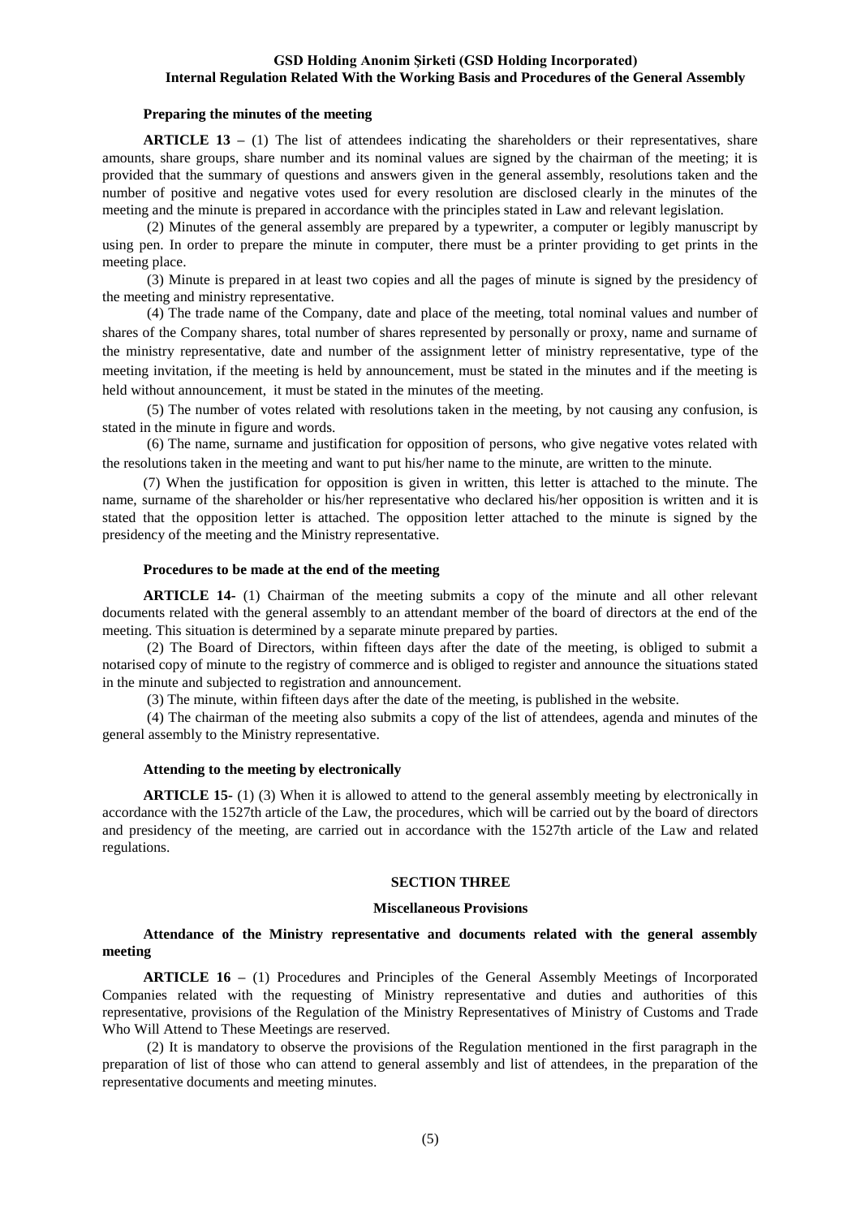**Preparing the minutes of the meeting**

**ARTICLE 13 –** (1) The list of attendees indicating the shareholders or their representatives, share amounts, share groups, share number and its nominal values are signed by the chairman of the meeting; it is provided that the summary of questions and answers given in the general assembly, resolutions taken and the number of positive and negative votes used for every resolution are disclosed clearly in the minutes of the meeting and the minute is prepared in accordance with the principles stated in Law and relevant legislation.

(2) Minutes of the general assembly are prepared by a typewriter, a computer or legibly manuscript by using pen. In order to prepare the minute in computer, there must be a printer providing to get prints in the meeting place.

(3) Minute is prepared in at least two copies and all the pages of minute is signed by the presidency of the meeting and ministry representative.

(4) The trade name of the Company, date and place of the meeting, total nominal values and number of shares of the Company shares, total number of shares represented by personally or proxy, name and surname of the ministry representative, date and number of the assignment letter of ministry representative, type of the meeting invitation, if the meeting is held by announcement, must be stated in the minutes and if the meeting is held without announcement, it must be stated in the minutes of the meeting.

(5) The number of votes related with resolutions taken in the meeting, by not causing any confusion, is stated in the minute in figure and words.

(6) The name, surname and justification for opposition of persons, who give negative votes related with the resolutions taken in the meeting and want to put his/her name to the minute, are written to the minute.

(7) When the justification for opposition is given in written, this letter is attached to the minute. The name, surname of the shareholder or his/her representative who declared his/her opposition is written and it is stated that the opposition letter is attached. The opposition letter attached to the minute is signed by the presidency of the meeting and the Ministry representative.

**Procedures to be made at the end of the meeting**

**ARTICLE 14-** (1) Chairman of the meeting submits a copy of the minute and all other relevant documents related with the general assembly to an attendant member of the board of directors at the end of the meeting. This situation is determined by a separate minute prepared by parties.

(2) The Board of Directors, within fifteen days after the date of the meeting, is obliged to submit a notarised copy of minute to the registry of commerce and is obliged to register and announce the situations stated in the minute and subjected to registration and announcement.

(3) The minute, within fifteen days after the date of the meeting, is published in the website.

(4) The chairman of the meeting also submits a copy of the list of attendees, agenda and minutes of the general assembly to the Ministry representative.

**Attending to the meeting by electronically**

**ARTICLE 15-** (1) (3) When it is allowed to attend to the general assembly meeting by electronically in accordance with the 1527th article of the Law, the procedures, which will be carried out by the board of directors and presidency of the meeting, are carried out in accordance with the 1527th article of the Law and related regulations.

## SECTION THREE

### Miscellaneous Provisions

**Attendance of the Ministry representative and documents related with the general assembly meeting**

**ARTICLE 16 –** (1) Procedures and Principles of the General Assembly Meetings of Incorporated Companies related with the requesting of Ministry representative and duties and authorities of this representative, provisions of the Regulation of the Ministry Representatives of Ministry of Customs and Trade Who Will Attend to These Meetings are reserved.

(2) It is mandatory to observe the provisions of the Regulation mentioned in the first paragraph in the preparation of list of those who can attend to general assembly and list of attendees, in the preparation of the representative documents and meeting minutes.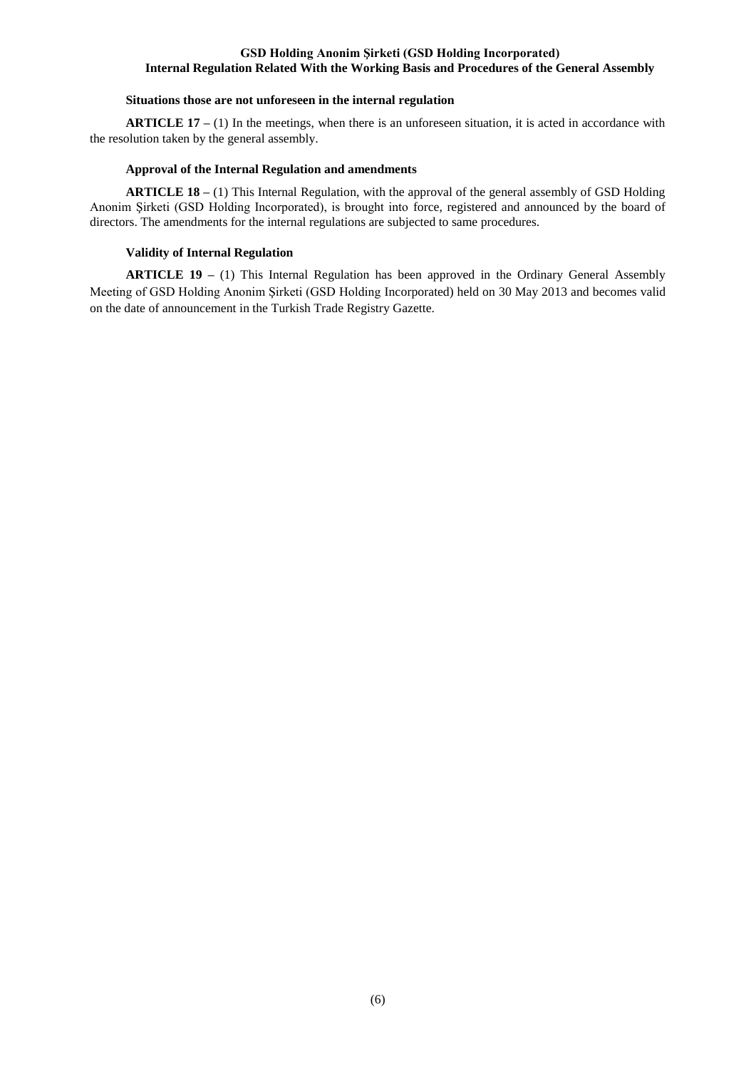### Situations those are not unforeseen in the internal regulation

**ARTICLE 17 –** (1) In the meetings, when there is an unforeseen situation, it is acted in accordance with the resolution taken by the general assembly.

### Approval of the Internal Regulation and amendments

**ARTICLE 18 –** (1) This Internal Regulation, with the approval of the general assembly of GSD Holding Anonim Şirketi (GSD Holding Incorporated), is brought into force, registered and announced by the board of directors. The amendments for the internal regulations are subjected to same procedures.

### Validity of Internal Regulation

**ARTICLE 19 –** (1) This Internal Regulation has been approved in the Ordinary General Assembly Meeting of GSD Holding Anonim Şirketi (GSD Holding Incorporated) held on 30 May 2013 and becomes valid on the date of announcement in the Turkish Trade Registry Gazette.